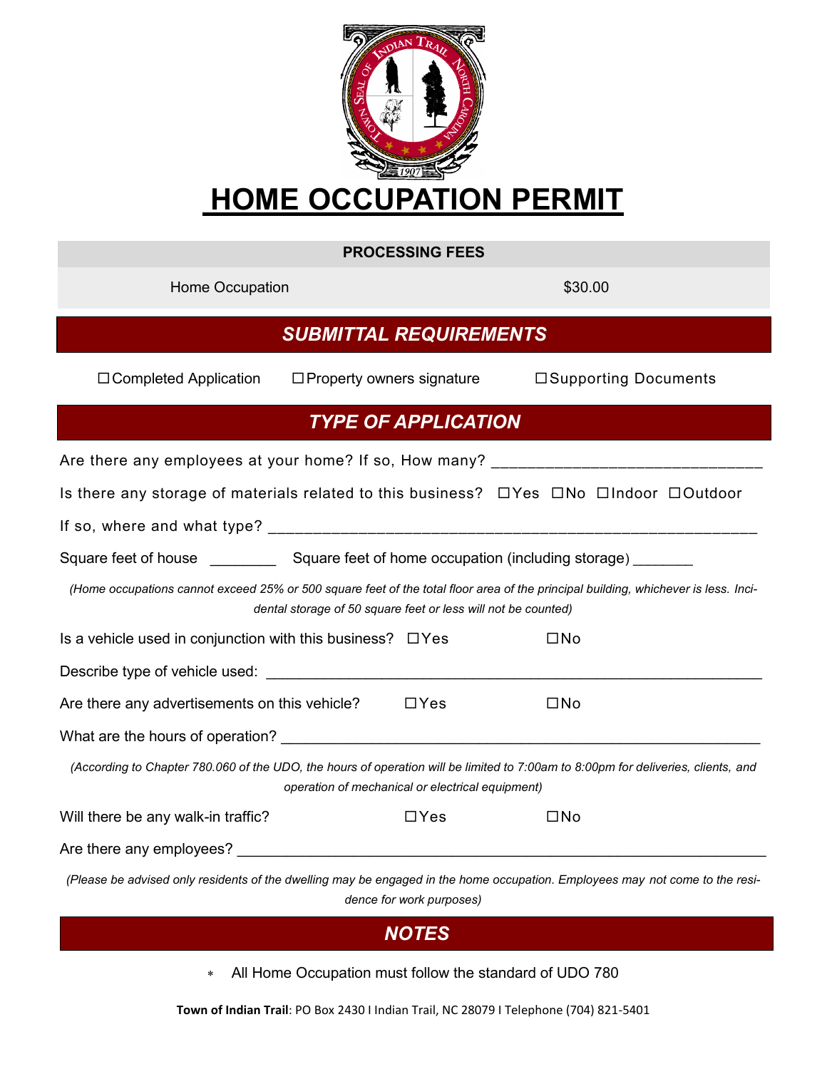# HOME OCCUPATION PERMIT

| PROCESSING FEES | |
|---|---|
| Home Occupation | $30.00 |

## SUBMITTAL REQUIREMENTS

☐Completed Application ☐Property owners signature ☐Supporting Documents

## TYPE OF APPLICATION

Are there any employees at your home? If so, How many? ______________________________

Is there any storage of materials related to this business? ☐Yes ☐No ☐Indoor ☐Outdoor

If so, where and what type? ______________________________________________________

Square feet of house ________ Square feet of home occupation (including storage) _______

*(Home occupations cannot exceed 25% or 500 square feet of the total floor area of the principal building, whichever is less. Incidental storage of 50 square feet or less will not be counted)*

Is a vehicle used in conjunction with this business? ☐Yes ☐No

Describe type of vehicle used: ______________________________________________________

Are there any advertisements on this vehicle? ☐Yes ☐No

What are the hours of operation? ___________________________________________________

*(According to Chapter 780.060 of the UDO, the hours of operation will be limited to 7:00am to 8:00pm for deliveries, clients, and operation of mechanical or electrical equipment)*

Will there be any walk-in traffic? ☐Yes ☐No

Are there any employees? ___________________________________________________________

*(Please be advised only residents of the dwelling may be engaged in the home occupation. Employees may not come to the residence for work purposes)*

## NOTES

- All Home Occupation must follow the standard of UDO 780

**Town of Indian Trail**: PO Box 2430 I Indian Trail, NC 28079 I Telephone (704) 821-5401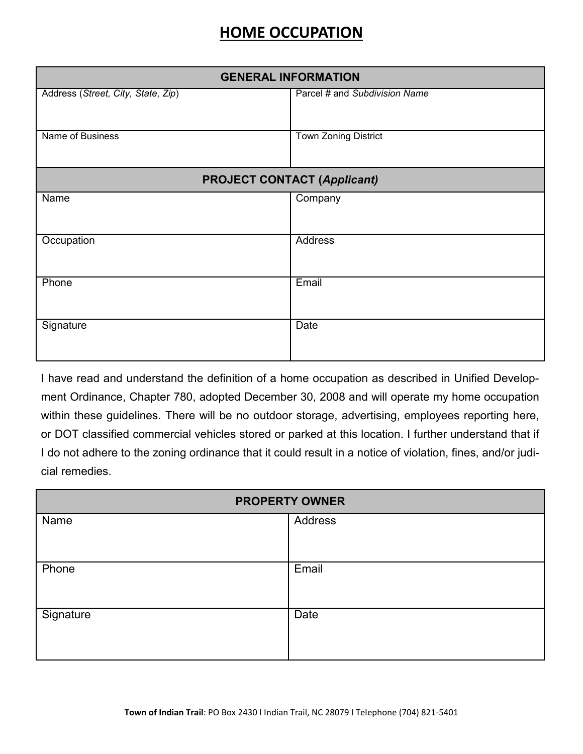# HOME OCCUPATION

| GENERAL INFORMATION | |
|---|---|
| Address (*Street, City, State, Zip*) | Parcel # and *Subdivision Name* |
| Name of Business | Town Zoning District |

| PROJECT CONTACT (*Applicant)* | |
|---|---|
| Name | Company |
| Occupation | Address |
| Phone | Email |
| Signature | Date |

I have read and understand the definition of a home occupation as described in Unified Development Ordinance, Chapter 780, adopted December 30, 2008 and will operate my home occupation within these guidelines. There will be no outdoor storage, advertising, employees reporting here, or DOT classified commercial vehicles stored or parked at this location. I further understand that if I do not adhere to the zoning ordinance that it could result in a notice of violation, fines, and/or judicial remedies.

| PROPERTY OWNER | |
|---|---|
| Name | Address |
| Phone | Email |
| Signature | Date |

**Town of Indian Trail**: PO Box 2430 I Indian Trail, NC 28079 I Telephone (704) 821-5401